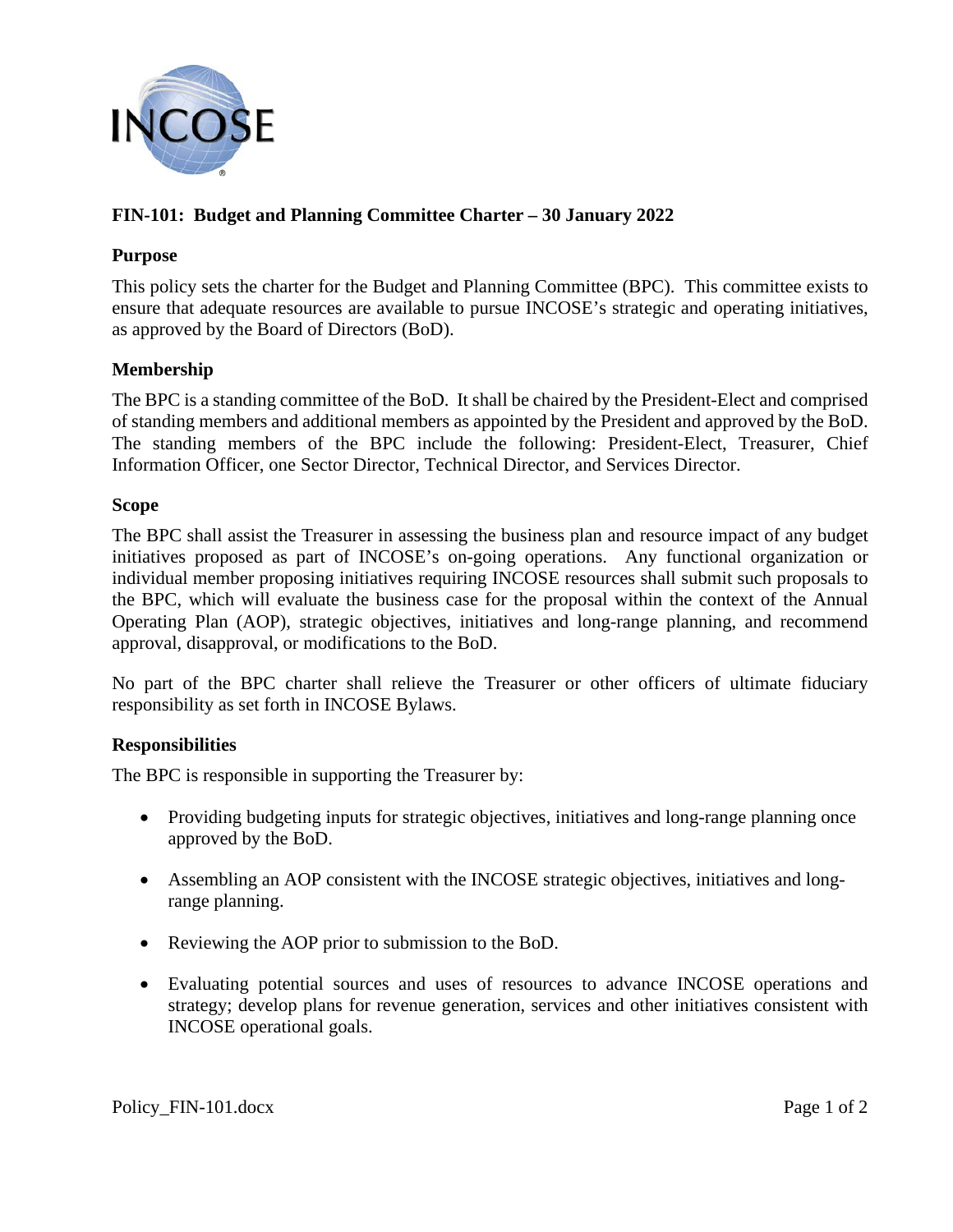# FIN-101: Budget and Planning Committee Charter – 30 January 2022

## Purpose

This policy sets the charter for the Budget and Planning Committee (BPC). This committee exists to ensure that adequate resources are available to pursue INCOSE's strategic and operating initiatives, as approved by the Board of Directors (BoD).

## Membership

The BPC is a standing committee of the BoD. It shall be chaired by the President-Elect and comprised of standing members and additional members as appointed by the President and approved by the BoD. The standing members of the BPC include the following: President-Elect, Treasurer, Chief Information Officer, one Sector Director, Technical Director, and Services Director.

## Scope

The BPC shall assist the Treasurer in assessing the business plan and resource impact of any budget initiatives proposed as part of INCOSE's on-going operations. Any functional organization or individual member proposing initiatives requiring INCOSE resources shall submit such proposals to the BPC, which will evaluate the business case for the proposal within the context of the Annual Operating Plan (AOP), strategic objectives, initiatives and long-range planning, and recommend approval, disapproval, or modifications to the BoD.

No part of the BPC charter shall relieve the Treasurer or other officers of ultimate fiduciary responsibility as set forth in INCOSE Bylaws.

## Responsibilities

The BPC is responsible in supporting the Treasurer by:

- Providing budgeting inputs for strategic objectives, initiatives and long-range planning once approved by the BoD.
- Assembling an AOP consistent with the INCOSE strategic objectives, initiatives and long-range planning.
- Reviewing the AOP prior to submission to the BoD.
- Evaluating potential sources and uses of resources to advance INCOSE operations and strategy; develop plans for revenue generation, services and other initiatives consistent with INCOSE operational goals.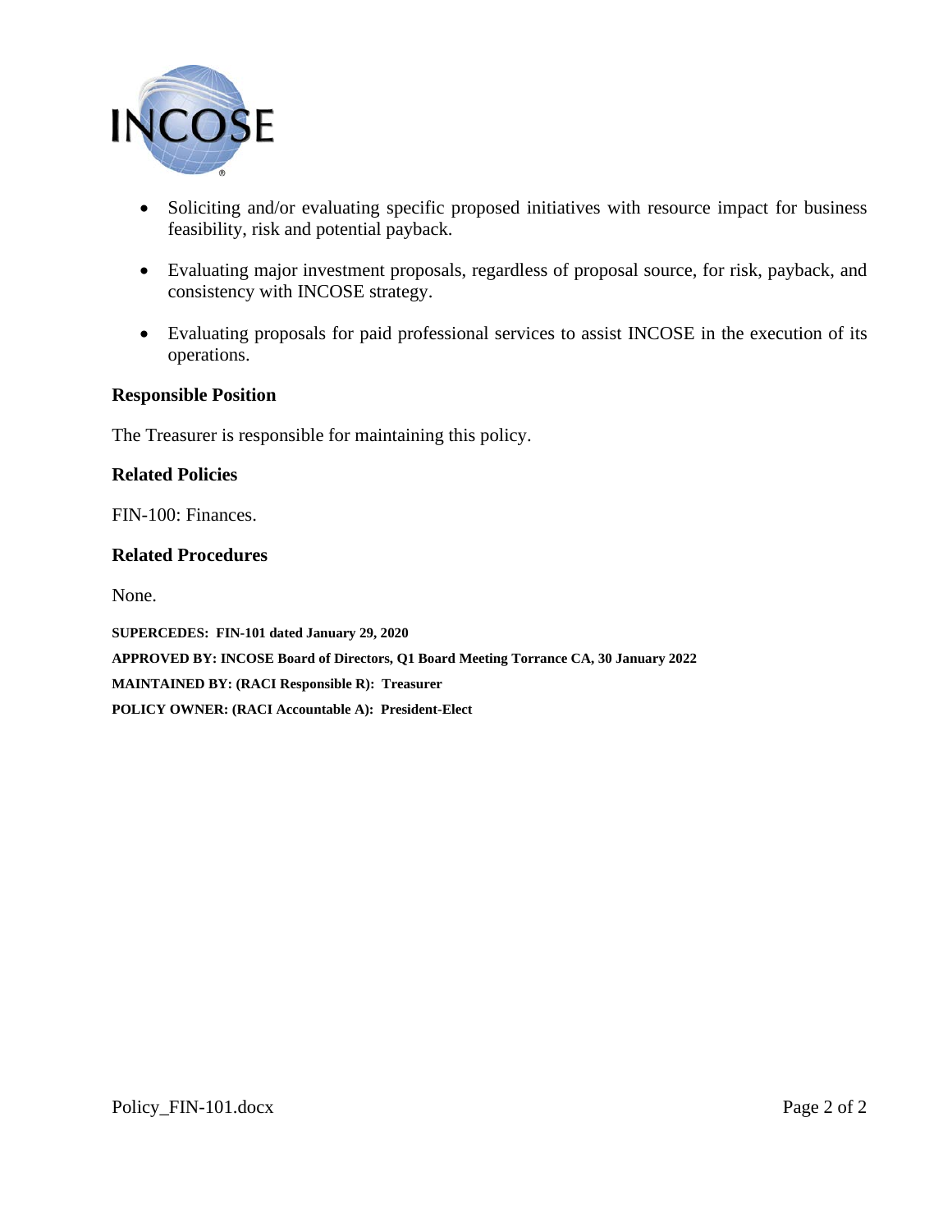- Soliciting and/or evaluating specific proposed initiatives with resource impact for business feasibility, risk and potential payback.
- Evaluating major investment proposals, regardless of proposal source, for risk, payback, and consistency with INCOSE strategy.
- Evaluating proposals for paid professional services to assist INCOSE in the execution of its operations.

### Responsible Position

The Treasurer is responsible for maintaining this policy.

### Related Policies

FIN-100: Finances.

### Related Procedures

None.

**SUPERCEDES: FIN-101 dated January 29, 2020**

**APPROVED BY: INCOSE Board of Directors, Q1 Board Meeting Torrance CA, 30 January 2022**

**MAINTAINED BY: (RACI Responsible R): Treasurer**

**POLICY OWNER: (RACI Accountable A): President-Elect**